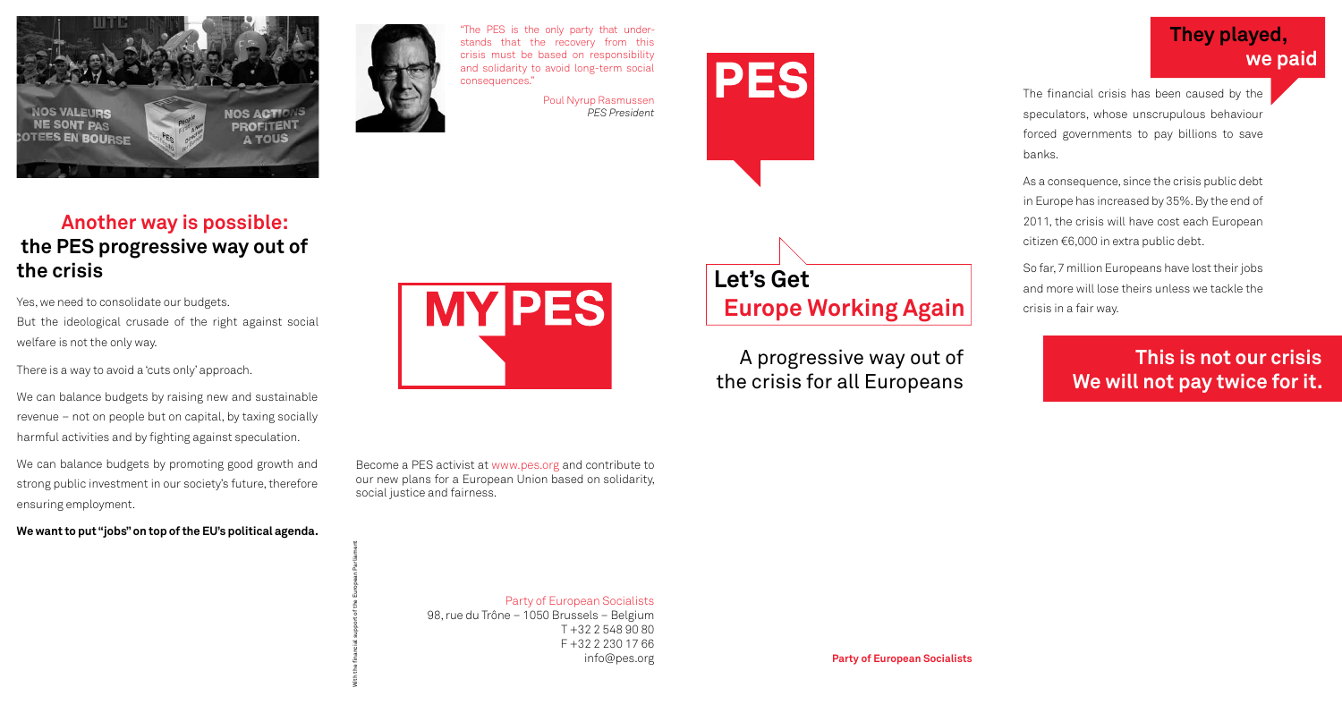## Another way is possible: the PES progressive way out of the crisis

Yes, we need to consolidate our budgets.
But the ideological crusade of the right against social welfare is not the only way.

There is a way to avoid a 'cuts only' approach.

We can balance budgets by raising new and sustainable revenue – not on people but on capital, by taxing socially harmful activities and by fighting against speculation.

We can balance budgets by promoting good growth and strong public investment in our society's future, therefore ensuring employment.

**We want to put "jobs" on top of the EU's political agenda.**

"The PES is the only party that understands that the recovery from this crisis must be based on responsibility and solidarity to avoid long-term social consequences."

Poul Nyrup Rasmussen
*PES President*

MY PES

Become a PES activist at www.pes.org and contribute to our new plans for a European Union based on solidarity, social justice and fairness.

With the financial support of the European Parliament

Party of European Socialists
98, rue du Trône – 1050 Brussels – Belgium
T +32 2 548 90 80
F +32 2 230 17 66
info@pes.org

PES

# Let's Get Europe Working Again

A progressive way out of the crisis for all Europeans

**Party of European Socialists**

## They played, we paid

The financial crisis has been caused by the speculators, whose unscrupulous behaviour forced governments to pay billions to save banks.

As a consequence, since the crisis public debt in Europe has increased by 35%. By the end of 2011, the crisis will have cost each European citizen €6,000 in extra public debt.

So far, 7 million Europeans have lost their jobs and more will lose theirs unless we tackle the crisis in a fair way.

## This is not our crisis We will not pay twice for it.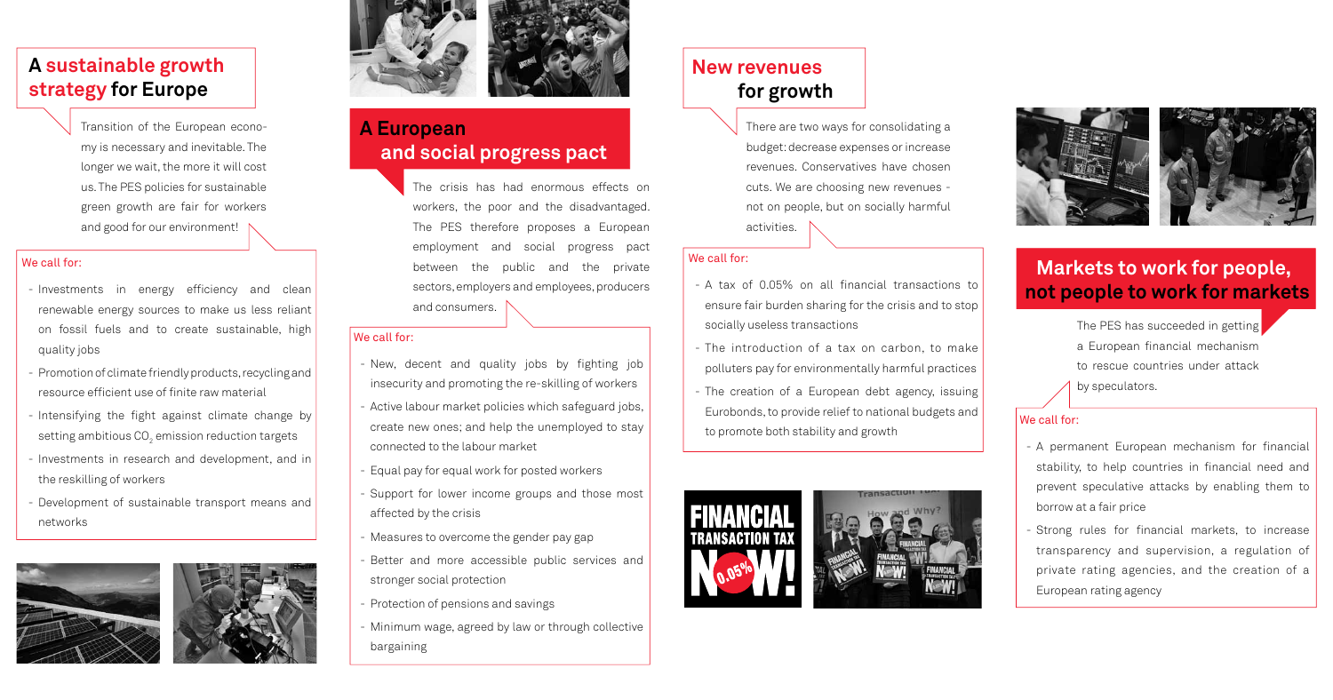## A sustainable growth strategy for Europe

Transition of the European economy is necessary and inevitable. The longer we wait, the more it will cost us. The PES policies for sustainable green growth are fair for workers and good for our environment!

We call for:

- Investments in energy efficiency and clean renewable energy sources to make us less reliant on fossil fuels and to create sustainable, high quality jobs
- Promotion of climate friendly products, recycling and resource efficient use of finite raw material
- Intensifying the fight against climate change by setting ambitious $CO_2$ emission reduction targets
- Investments in research and development, and in the reskilling of workers
- Development of sustainable transport means and networks

## A European and social progress pact

The crisis has had enormous effects on workers, the poor and the disadvantaged. The PES therefore proposes a European employment and social progress pact between the public and the private sectors, employers and employees, producers and consumers.

We call for:

- New, decent and quality jobs by fighting job insecurity and promoting the re-skilling of workers
- Active labour market policies which safeguard jobs, create new ones; and help the unemployed to stay connected to the labour market
- Equal pay for equal work for posted workers
- Support for lower income groups and those most affected by the crisis
- Measures to overcome the gender pay gap
- Better and more accessible public services and stronger social protection
- Protection of pensions and savings
- Minimum wage, agreed by law or through collective bargaining

## New revenues for growth

There are two ways for consolidating a budget: decrease expenses or increase revenues. Conservatives have chosen cuts. We are choosing new revenues - not on people, but on socially harmful activities.

We call for:

- A tax of 0.05% on all financial transactions to ensure fair burden sharing for the crisis and to stop socially useless transactions
- The introduction of a tax on carbon, to make polluters pay for environmentally harmful practices
- The creation of a European debt agency, issuing Eurobonds, to provide relief to national budgets and to promote both stability and growth

## Markets to work for people, not people to work for markets

The PES has succeeded in getting a European financial mechanism to rescue countries under attack by speculators.

We call for:

- A permanent European mechanism for financial stability, to help countries in financial need and prevent speculative attacks by enabling them to borrow at a fair price
- Strong rules for financial markets, to increase transparency and supervision, a regulation of private rating agencies, and the creation of a European rating agency